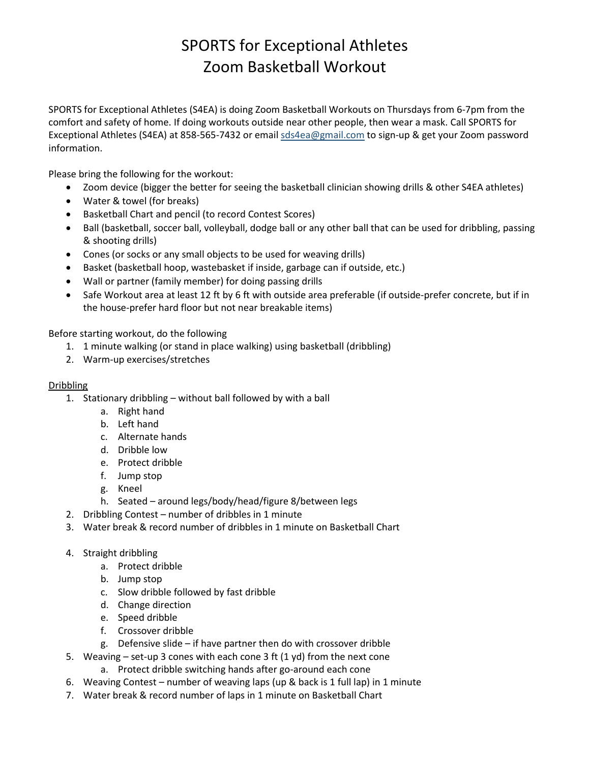# SPORTS for Exceptional Athletes
# Zoom Basketball Workout

SPORTS for Exceptional Athletes (S4EA) is doing Zoom Basketball Workouts on Thursdays from 6-7pm from the comfort and safety of home. If doing workouts outside near other people, then wear a mask. Call SPORTS for Exceptional Athletes (S4EA) at 858-565-7432 or email sds4ea@gmail.com to sign-up & get your Zoom password information.

Please bring the following for the workout:

- Zoom device (bigger the better for seeing the basketball clinician showing drills & other S4EA athletes)
- Water & towel (for breaks)
- Basketball Chart and pencil (to record Contest Scores)
- Ball (basketball, soccer ball, volleyball, dodge ball or any other ball that can be used for dribbling, passing & shooting drills)
- Cones (or socks or any small objects to be used for weaving drills)
- Basket (basketball hoop, wastebasket if inside, garbage can if outside, etc.)
- Wall or partner (family member) for doing passing drills
- Safe Workout area at least 12 ft by 6 ft with outside area preferable (if outside-prefer concrete, but if in the house-prefer hard floor but not near breakable items)

Before starting workout, do the following

1. 1 minute walking (or stand in place walking) using basketball (dribbling)
2. Warm-up exercises/stretches

<u>Dribbling</u>

1. Stationary dribbling – without ball followed by with a ball
    a. Right hand
    b. Left hand
    c. Alternate hands
    d. Dribble low
    e. Protect dribble
    f. Jump stop
    g. Kneel
    h. Seated – around legs/body/head/figure 8/between legs
2. Dribbling Contest – number of dribbles in 1 minute
3. Water break & record number of dribbles in 1 minute on Basketball Chart

4. Straight dribbling
    a. Protect dribble
    b. Jump stop
    c. Slow dribble followed by fast dribble
    d. Change direction
    e. Speed dribble
    f. Crossover dribble
    g. Defensive slide – if have partner then do with crossover dribble
5. Weaving – set-up 3 cones with each cone 3 ft (1 yd) from the next cone
    a. Protect dribble switching hands after go-around each cone
6. Weaving Contest – number of weaving laps (up & back is 1 full lap) in 1 minute
7. Water break & record number of laps in 1 minute on Basketball Chart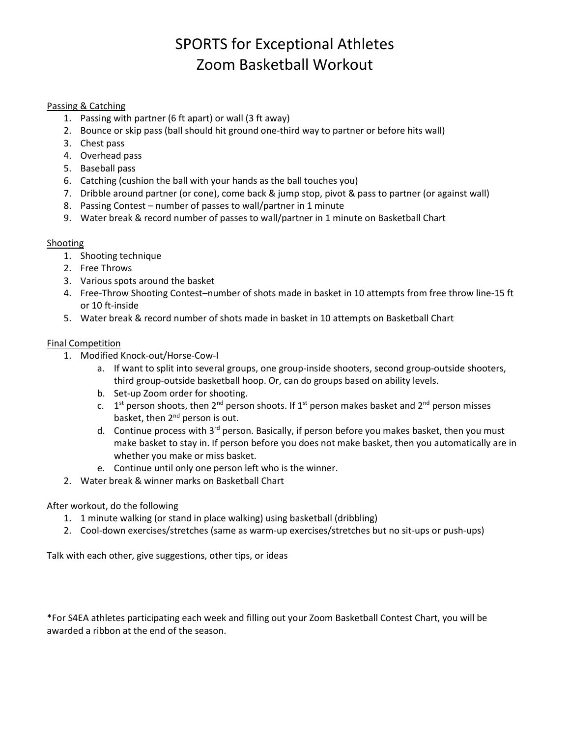# SPORTS for Exceptional Athletes
# Zoom Basketball Workout

Passing & Catching

1. Passing with partner (6 ft apart) or wall (3 ft away)
2. Bounce or skip pass (ball should hit ground one-third way to partner or before hits wall)
3. Chest pass
4. Overhead pass
5. Baseball pass
6. Catching (cushion the ball with your hands as the ball touches you)
7. Dribble around partner (or cone), come back & jump stop, pivot & pass to partner (or against wall)
8. Passing Contest – number of passes to wall/partner in 1 minute
9. Water break & record number of passes to wall/partner in 1 minute on Basketball Chart

Shooting

1. Shooting technique
2. Free Throws
3. Various spots around the basket
4. Free-Throw Shooting Contest–number of shots made in basket in 10 attempts from free throw line-15 ft or 10 ft-inside
5. Water break & record number of shots made in basket in 10 attempts on Basketball Chart

Final Competition

1. Modified Knock-out/Horse-Cow-I
   a. If want to split into several groups, one group-inside shooters, second group-outside shooters, third group-outside basketball hoop. Or, can do groups based on ability levels.
   b. Set-up Zoom order for shooting.
   c. 1st person shoots, then 2nd person shoots. If 1st person makes basket and 2nd person misses basket, then 2nd person is out.
   d. Continue process with 3rd person. Basically, if person before you makes basket, then you must make basket to stay in. If person before you does not make basket, then you automatically are in whether you make or miss basket.
   e. Continue until only one person left who is the winner.
2. Water break & winner marks on Basketball Chart

After workout, do the following

1. 1 minute walking (or stand in place walking) using basketball (dribbling)
2. Cool-down exercises/stretches (same as warm-up exercises/stretches but no sit-ups or push-ups)

Talk with each other, give suggestions, other tips, or ideas

*For S4EA athletes participating each week and filling out your Zoom Basketball Contest Chart, you will be awarded a ribbon at the end of the season.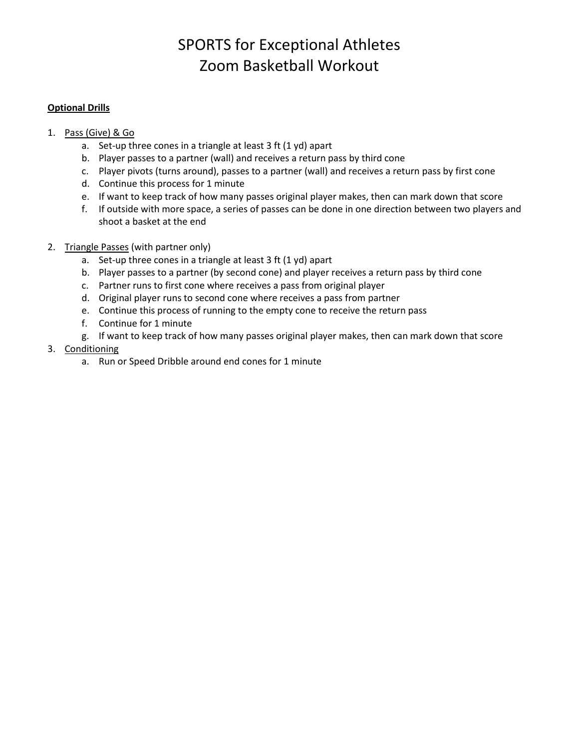# SPORTS for Exceptional Athletes
# Zoom Basketball Workout

**<u>Optional Drills</u>**

1. <u>Pass (Give) & Go</u>
    a. Set-up three cones in a triangle at least 3 ft (1 yd) apart
    b. Player passes to a partner (wall) and receives a return pass by third cone
    c. Player pivots (turns around), passes to a partner (wall) and receives a return pass by first cone
    d. Continue this process for 1 minute
    e. If want to keep track of how many passes original player makes, then can mark down that score
    f. If outside with more space, a series of passes can be done in one direction between two players and shoot a basket at the end

2. <u>Triangle Passes</u> (with partner only)
    a. Set-up three cones in a triangle at least 3 ft (1 yd) apart
    b. Player passes to a partner (by second cone) and player receives a return pass by third cone
    c. Partner runs to first cone where receives a pass from original player
    d. Original player runs to second cone where receives a pass from partner
    e. Continue this process of running to the empty cone to receive the return pass
    f. Continue for 1 minute
    g. If want to keep track of how many passes original player makes, then can mark down that score

3. <u>Conditioning</u>
    a. Run or Speed Dribble around end cones for 1 minute